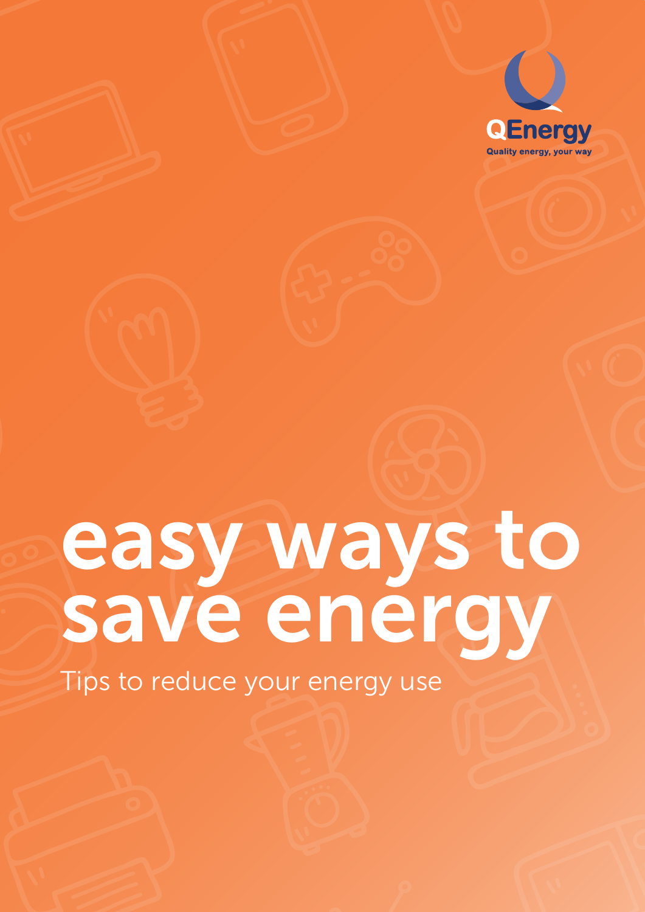QEnergy

Quality energy, your way

# easy ways to save energy

Tips to reduce your energy use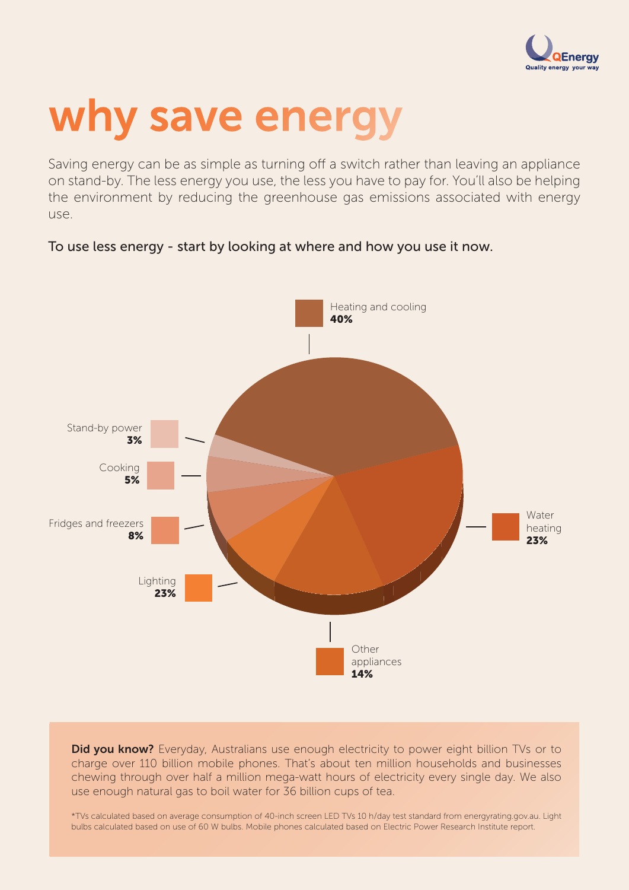QEnergy
Quality energy your way

# why save energy

Saving energy can be as simple as turning off a switch rather than leaving an appliance on stand-by. The less energy you use, the less you have to pay for. You'll also be helping the environment by reducing the greenhouse gas emissions associated with energy use.

To use less energy - start by looking at where and how you use it now.

Heating and cooling
**40%**

Stand-by power
**3%**

Cooking
**5%**

Fridges and freezers
**8%**

Lighting
**23%**

Water heating
**23%**

Other appliances
**14%**

**Did you know?** Everyday, Australians use enough electricity to power eight billion TVs or to charge over 110 billion mobile phones. That's about ten million households and businesses chewing through over half a million mega-watt hours of electricity every single day. We also use enough natural gas to boil water for 36 billion cups of tea.

*TVs calculated based on average consumption of 40-inch screen LED TVs 10 h/day test standard from energyrating.gov.au. Light bulbs calculated based on use of 60 W bulbs. Mobile phones calculated based on Electric Power Research Institute report.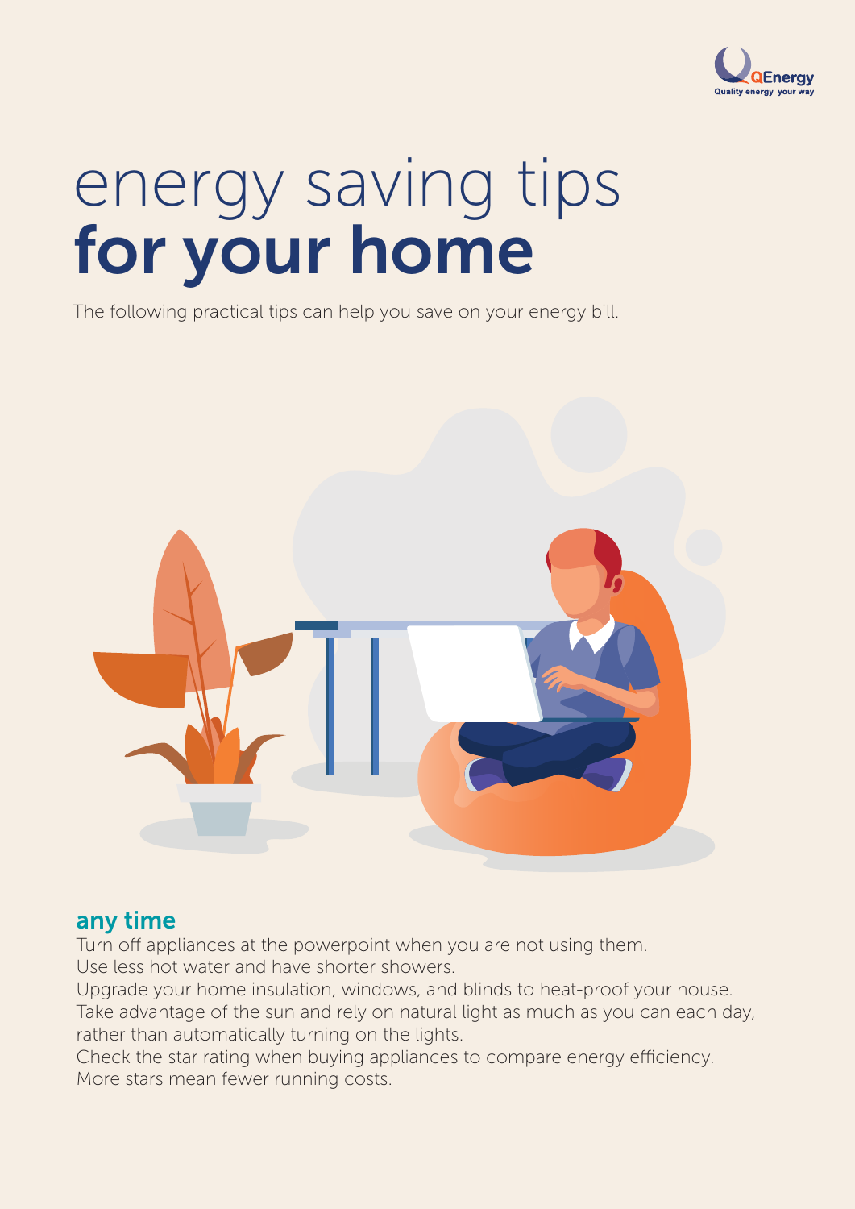# energy saving tips **for your home**

The following practical tips can help you save on your energy bill.

## any time

Turn off appliances at the powerpoint when you are not using them.
Use less hot water and have shorter showers.
Upgrade your home insulation, windows, and blinds to heat-proof your house.
Take advantage of the sun and rely on natural light as much as you can each day, rather than automatically turning on the lights.
Check the star rating when buying appliances to compare energy efficiency. More stars mean fewer running costs.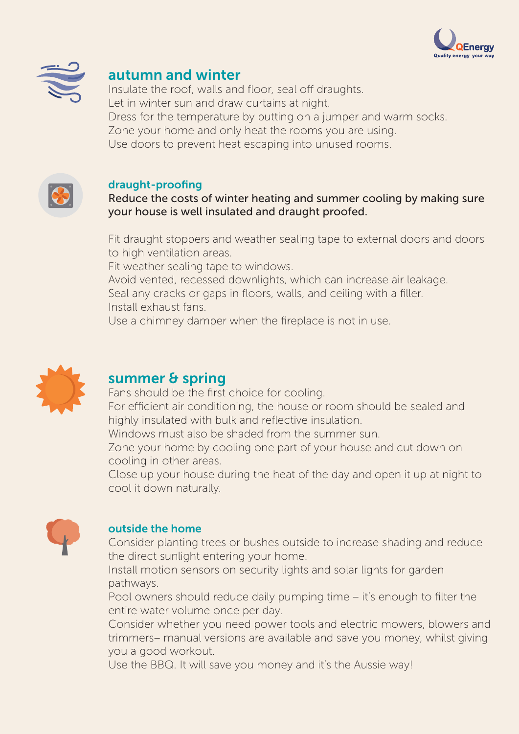## autumn and winter

Insulate the roof, walls and floor, seal off draughts.
Let in winter sun and draw curtains at night.
Dress for the temperature by putting on a jumper and warm socks.
Zone your home and only heat the rooms you are using.
Use doors to prevent heat escaping into unused rooms.

### draught-proofing

**Reduce the costs of winter heating and summer cooling by making sure your house is well insulated and draught proofed.**

Fit draught stoppers and weather sealing tape to external doors and doors to high ventilation areas.
Fit weather sealing tape to windows.
Avoid vented, recessed downlights, which can increase air leakage.
Seal any cracks or gaps in floors, walls, and ceiling with a filler.
Install exhaust fans.
Use a chimney damper when the fireplace is not in use.

## summer & spring

Fans should be the first choice for cooling.
For efficient air conditioning, the house or room should be sealed and highly insulated with bulk and reflective insulation.
Windows must also be shaded from the summer sun.
Zone your home by cooling one part of your house and cut down on cooling in other areas.
Close up your house during the heat of the day and open it up at night to cool it down naturally.

### outside the home

Consider planting trees or bushes outside to increase shading and reduce the direct sunlight entering your home.
Install motion sensors on security lights and solar lights for garden pathways.
Pool owners should reduce daily pumping time – it's enough to filter the entire water volume once per day.
Consider whether you need power tools and electric mowers, blowers and trimmers– manual versions are available and save you money, whilst giving you a good workout.
Use the BBQ. It will save you money and it's the Aussie way!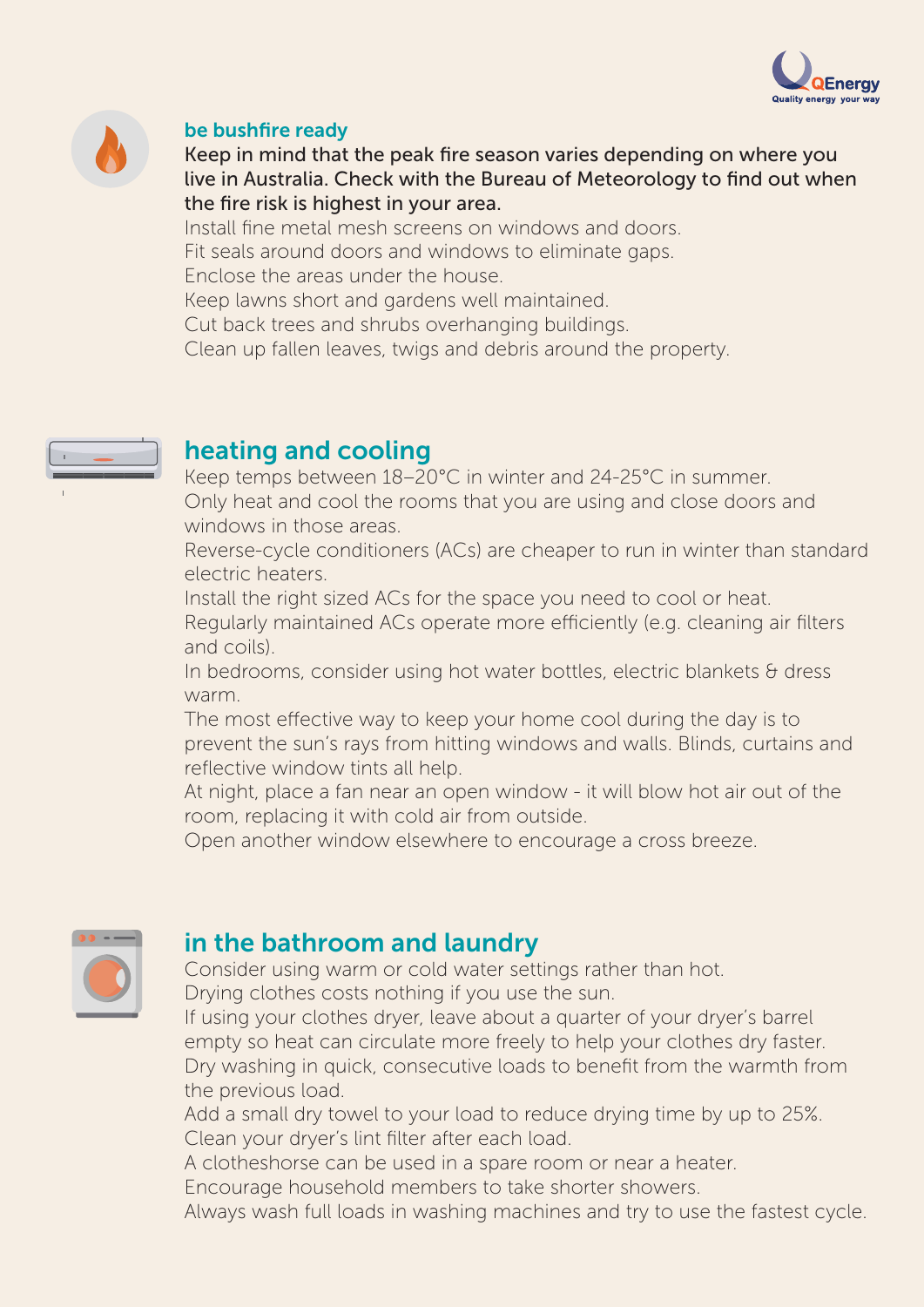## be bushfire ready

**Keep in mind that the peak fire season varies depending on where you live in Australia. Check with the Bureau of Meteorology to find out when the fire risk is highest in your area.**

Install fine metal mesh screens on windows and doors.
Fit seals around doors and windows to eliminate gaps.
Enclose the areas under the house.
Keep lawns short and gardens well maintained.
Cut back trees and shrubs overhanging buildings.
Clean up fallen leaves, twigs and debris around the property.

## heating and cooling

Keep temps between 18–20°C in winter and 24-25°C in summer.
Only heat and cool the rooms that you are using and close doors and windows in those areas.
Reverse-cycle conditioners (ACs) are cheaper to run in winter than standard electric heaters.
Install the right sized ACs for the space you need to cool or heat.
Regularly maintained ACs operate more efficiently (e.g. cleaning air filters and coils).
In bedrooms, consider using hot water bottles, electric blankets & dress warm.
The most effective way to keep your home cool during the day is to prevent the sun's rays from hitting windows and walls. Blinds, curtains and reflective window tints all help.
At night, place a fan near an open window - it will blow hot air out of the room, replacing it with cold air from outside.
Open another window elsewhere to encourage a cross breeze.

## in the bathroom and laundry

Consider using warm or cold water settings rather than hot.
Drying clothes costs nothing if you use the sun.
If using your clothes dryer, leave about a quarter of your dryer's barrel empty so heat can circulate more freely to help your clothes dry faster.
Dry washing in quick, consecutive loads to benefit from the warmth from the previous load.
Add a small dry towel to your load to reduce drying time by up to 25%.
Clean your dryer's lint filter after each load.
A clotheshorse can be used in a spare room or near a heater.
Encourage household members to take shorter showers.
Always wash full loads in washing machines and try to use the fastest cycle.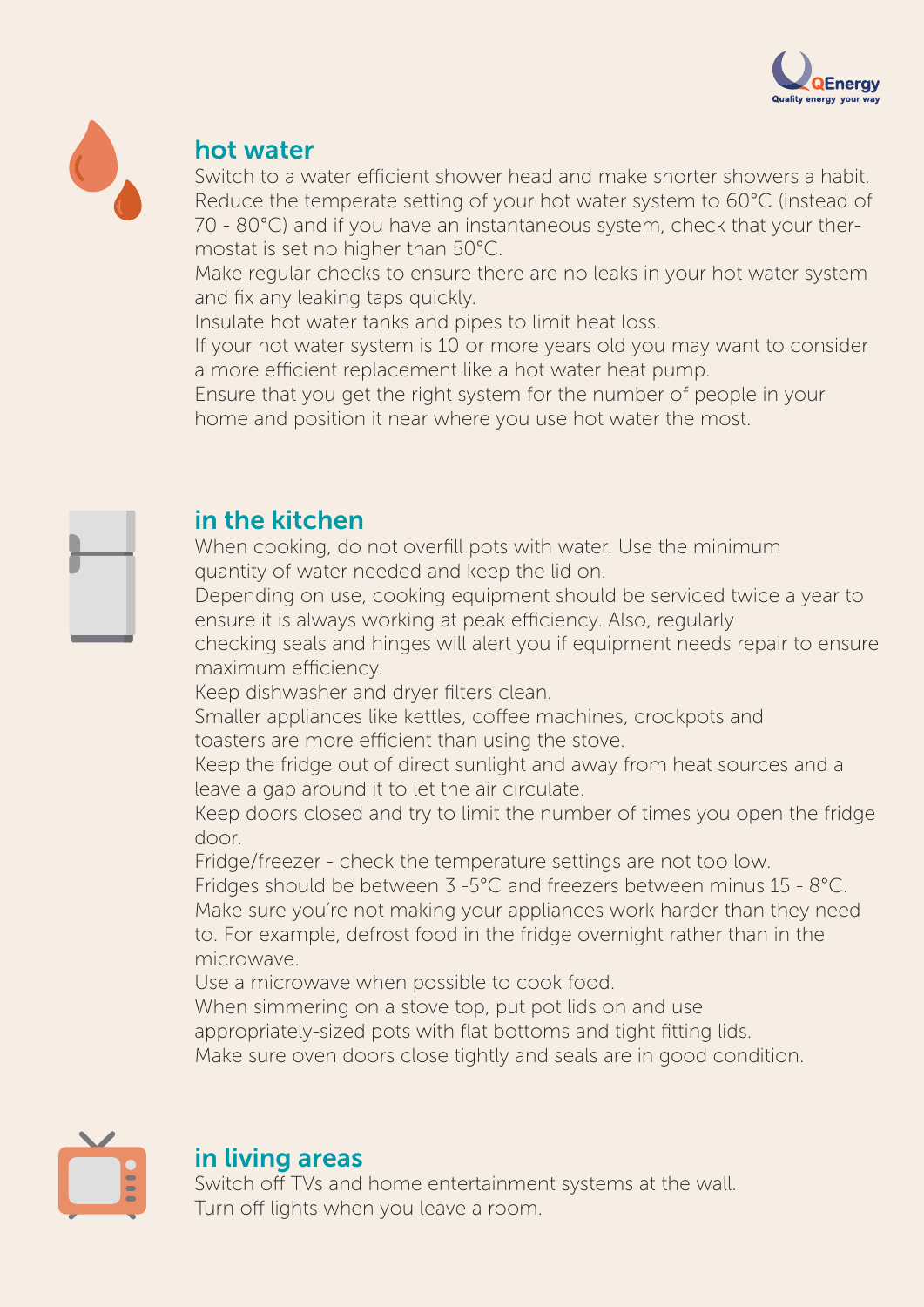## hot water

Switch to a water efficient shower head and make shorter showers a habit.
Reduce the temperate setting of your hot water system to 60°C (instead of 70 - 80°C) and if you have an instantaneous system, check that your thermostat is set no higher than 50°C.
Make regular checks to ensure there are no leaks in your hot water system and fix any leaking taps quickly.
Insulate hot water tanks and pipes to limit heat loss.
If your hot water system is 10 or more years old you may want to consider a more efficient replacement like a hot water heat pump.
Ensure that you get the right system for the number of people in your home and position it near where you use hot water the most.

## in the kitchen

When cooking, do not overfill pots with water. Use the minimum quantity of water needed and keep the lid on.
Depending on use, cooking equipment should be serviced twice a year to ensure it is always working at peak efficiency. Also, regularly checking seals and hinges will alert you if equipment needs repair to ensure maximum efficiency.
Keep dishwasher and dryer filters clean.
Smaller appliances like kettles, coffee machines, crockpots and toasters are more efficient than using the stove.
Keep the fridge out of direct sunlight and away from heat sources and a leave a gap around it to let the air circulate.
Keep doors closed and try to limit the number of times you open the fridge door.
Fridge/freezer - check the temperature settings are not too low.
Fridges should be between 3 -5°C and freezers between minus 15 - 8°C.
Make sure you're not making your appliances work harder than they need to. For example, defrost food in the fridge overnight rather than in the microwave.
Use a microwave when possible to cook food.
When simmering on a stove top, put pot lids on and use appropriately-sized pots with flat bottoms and tight fitting lids.
Make sure oven doors close tightly and seals are in good condition.

## in living areas

Switch off TVs and home entertainment systems at the wall.
Turn off lights when you leave a room.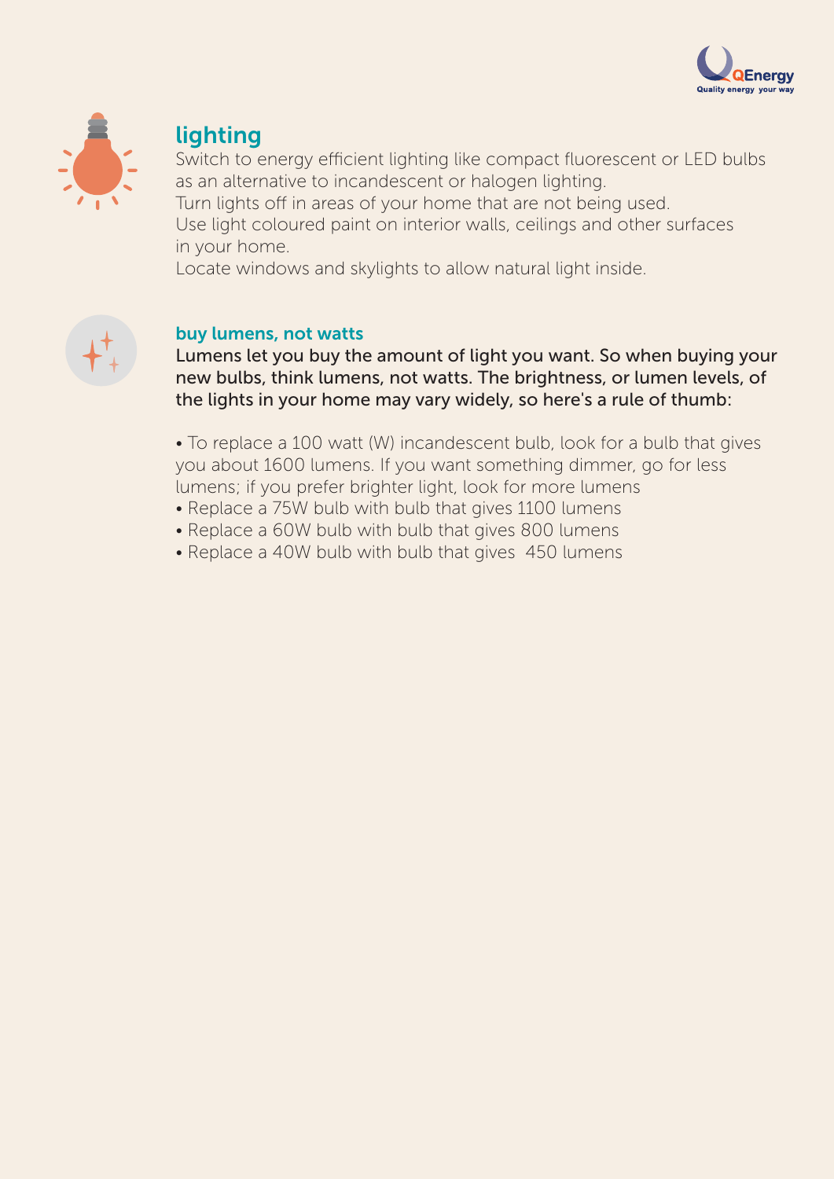## lighting

Switch to energy efficient lighting like compact fluorescent or LED bulbs as an alternative to incandescent or halogen lighting.
Turn lights off in areas of your home that are not being used.
Use light coloured paint on interior walls, ceilings and other surfaces in your home.
Locate windows and skylights to allow natural light inside.

### buy lumens, not watts

Lumens let you buy the amount of light you want. So when buying your new bulbs, think lumens, not watts. The brightness, or lumen levels, of the lights in your home may vary widely, so here's a rule of thumb:

- To replace a 100 watt (W) incandescent bulb, look for a bulb that gives you about 1600 lumens. If you want something dimmer, go for less lumens; if you prefer brighter light, look for more lumens
- Replace a 75W bulb with bulb that gives 1100 lumens
- Replace a 60W bulb with bulb that gives 800 lumens
- Replace a 40W bulb with bulb that gives 450 lumens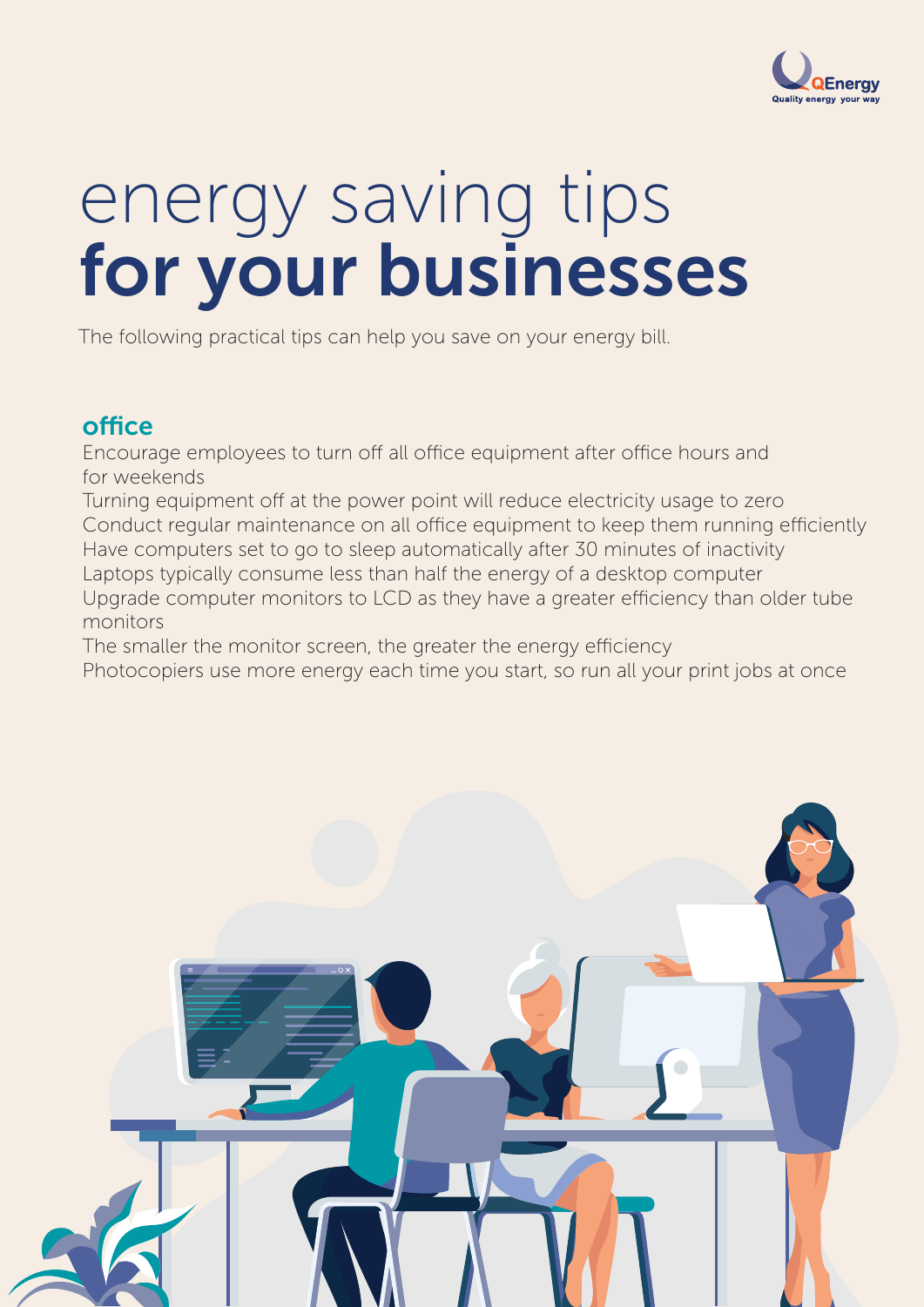# energy saving tips **for your businesses**

The following practical tips can help you save on your energy bill.

## office

- Encourage employees to turn off all office equipment after office hours and for weekends
- Turning equipment off at the power point will reduce electricity usage to zero
- Conduct regular maintenance on all office equipment to keep them running efficiently
- Have computers set to go to sleep automatically after 30 minutes of inactivity
- Laptops typically consume less than half the energy of a desktop computer
- Upgrade computer monitors to LCD as they have a greater efficiency than older tube monitors
- The smaller the monitor screen, the greater the energy efficiency
- Photocopiers use more energy each time you start, so run all your print jobs at once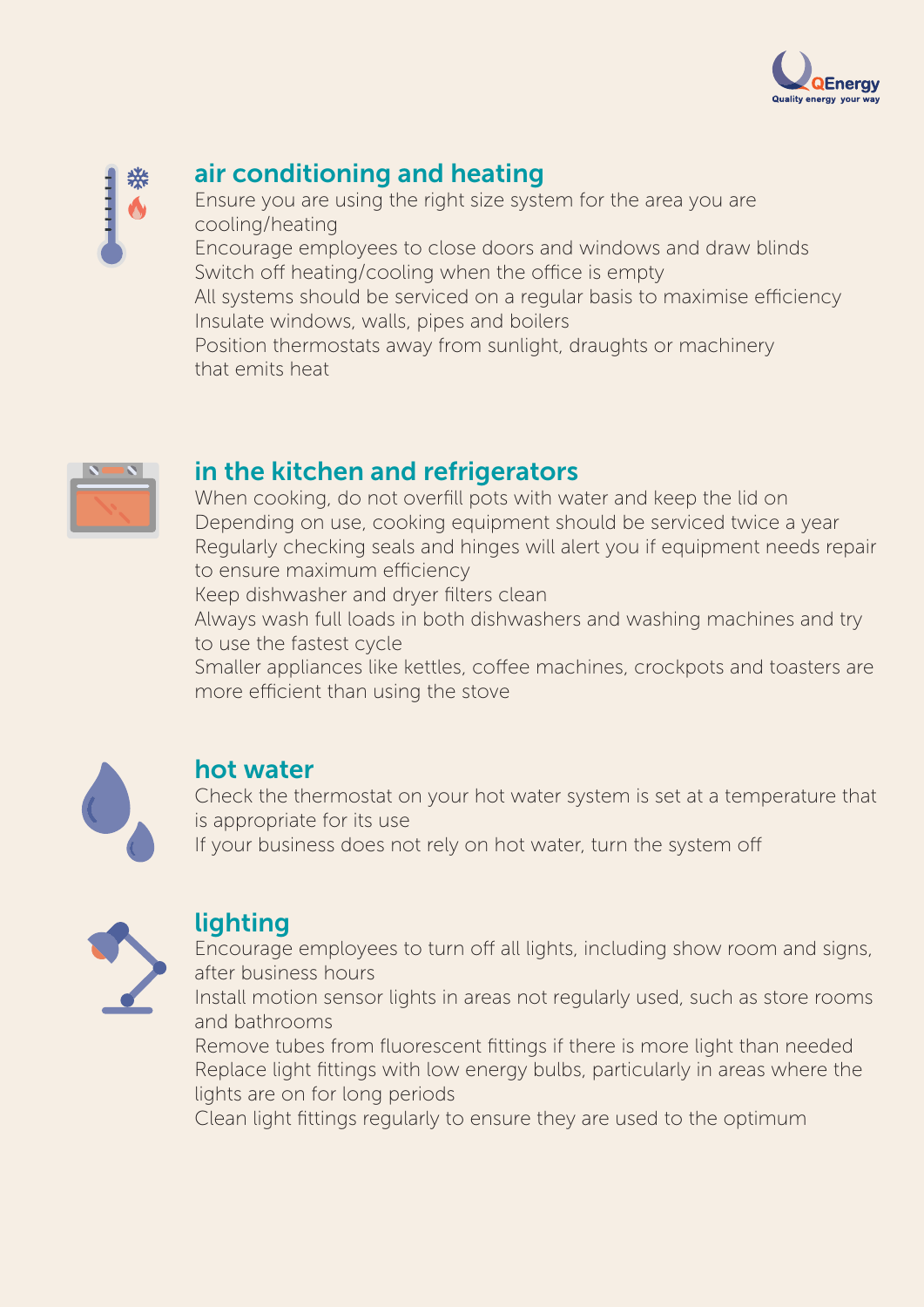## air conditioning and heating

- Ensure you are using the right size system for the area you are cooling/heating
- Encourage employees to close doors and windows and draw blinds
- Switch off heating/cooling when the office is empty
- All systems should be serviced on a regular basis to maximise efficiency
- Insulate windows, walls, pipes and boilers
- Position thermostats away from sunlight, draughts or machinery that emits heat

## in the kitchen and refrigerators

- When cooking, do not overfill pots with water and keep the lid on
- Depending on use, cooking equipment should be serviced twice a year
- Regularly checking seals and hinges will alert you if equipment needs repair to ensure maximum efficiency
- Keep dishwasher and dryer filters clean
- Always wash full loads in both dishwashers and washing machines and try to use the fastest cycle
- Smaller appliances like kettles, coffee machines, crockpots and toasters are more efficient than using the stove

## hot water

- Check the thermostat on your hot water system is set at a temperature that is appropriate for its use
- If your business does not rely on hot water, turn the system off

## lighting

- Encourage employees to turn off all lights, including show room and signs, after business hours
- Install motion sensor lights in areas not regularly used, such as store rooms and bathrooms
- Remove tubes from fluorescent fittings if there is more light than needed
- Replace light fittings with low energy bulbs, particularly in areas where the lights are on for long periods
- Clean light fittings regularly to ensure they are used to the optimum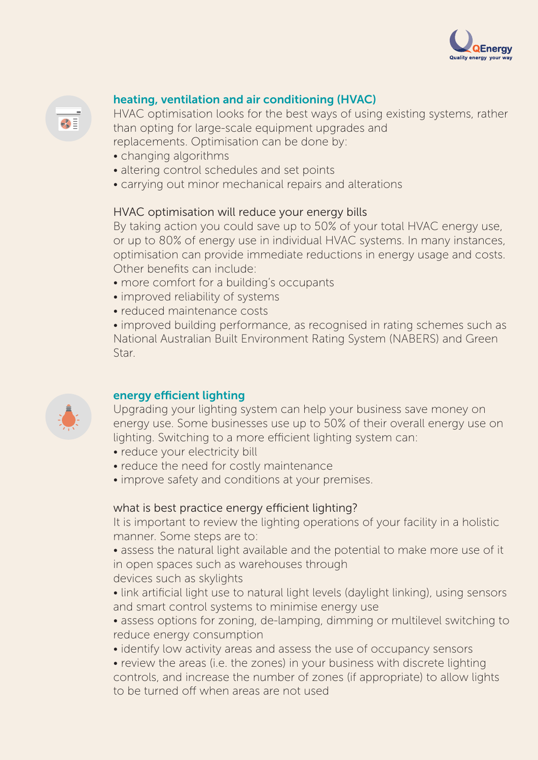## heating, ventilation and air conditioning (HVAC)

HVAC optimisation looks for the best ways of using existing systems, rather than opting for large-scale equipment upgrades and replacements. Optimisation can be done by:

- changing algorithms
- altering control schedules and set points
- carrying out minor mechanical repairs and alterations

### HVAC optimisation will reduce your energy bills

By taking action you could save up to 50% of your total HVAC energy use, or up to 80% of energy use in individual HVAC systems. In many instances, optimisation can provide immediate reductions in energy usage and costs. Other benefits can include:

- more comfort for a building's occupants
- improved reliability of systems
- reduced maintenance costs
- improved building performance, as recognised in rating schemes such as National Australian Built Environment Rating System (NABERS) and Green Star.

## energy efficient lighting

Upgrading your lighting system can help your business save money on energy use. Some businesses use up to 50% of their overall energy use on lighting. Switching to a more efficient lighting system can:

- reduce your electricity bill
- reduce the need for costly maintenance
- improve safety and conditions at your premises.

### what is best practice energy efficient lighting?

It is important to review the lighting operations of your facility in a holistic manner. Some steps are to:

- assess the natural light available and the potential to make more use of it in open spaces such as warehouses through devices such as skylights
- link artificial light use to natural light levels (daylight linking), using sensors and smart control systems to minimise energy use
- assess options for zoning, de-lamping, dimming or multilevel switching to reduce energy consumption
- identify low activity areas and assess the use of occupancy sensors
- review the areas (i.e. the zones) in your business with discrete lighting controls, and increase the number of zones (if appropriate) to allow lights to be turned off when areas are not used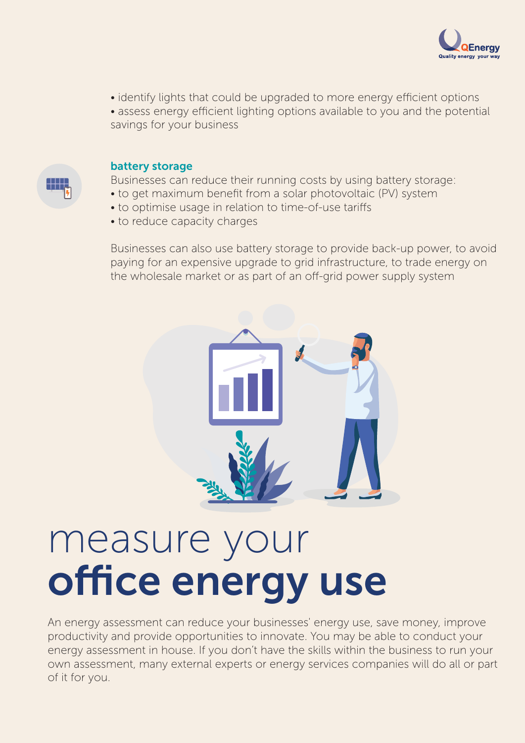- identify lights that could be upgraded to more energy efficient options
- assess energy efficient lighting options available to you and the potential savings for your business

### battery storage

Businesses can reduce their running costs by using battery storage:

- to get maximum benefit from a solar photovoltaic (PV) system
- to optimise usage in relation to time-of-use tariffs
- to reduce capacity charges

Businesses can also use battery storage to provide back-up power, to avoid paying for an expensive upgrade to grid infrastructure, to trade energy on the wholesale market or as part of an off-grid power supply system

# measure your **office energy use**

An energy assessment can reduce your businesses' energy use, save money, improve productivity and provide opportunities to innovate. You may be able to conduct your energy assessment in house. If you don't have the skills within the business to run your own assessment, many external experts or energy services companies will do all or part of it for you.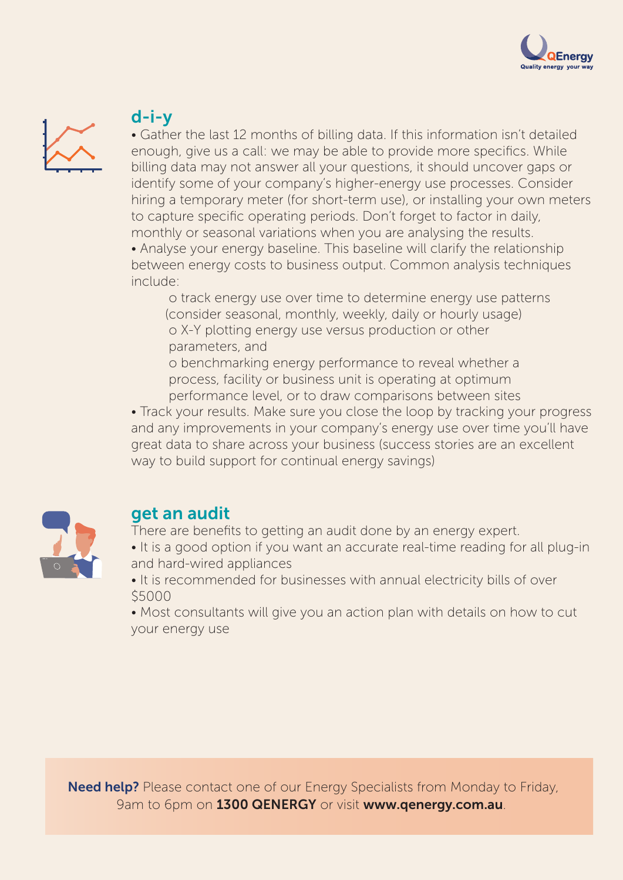## d-i-y

- Gather the last 12 months of billing data. If this information isn't detailed enough, give us a call: we may be able to provide more specifics. While billing data may not answer all your questions, it should uncover gaps or identify some of your company's higher-energy use processes. Consider hiring a temporary meter (for short-term use), or installing your own meters to capture specific operating periods. Don't forget to factor in daily, monthly or seasonal variations when you are analysing the results.
- Analyse your energy baseline. This baseline will clarify the relationship between energy costs to business output. Common analysis techniques include:
  - track energy use over time to determine energy use patterns (consider seasonal, monthly, weekly, daily or hourly usage)
  - X-Y plotting energy use versus production or other parameters, and
  - benchmarking energy performance to reveal whether a process, facility or business unit is operating at optimum performance level, or to draw comparisons between sites
- Track your results. Make sure you close the loop by tracking your progress and any improvements in your company's energy use over time you'll have great data to share across your business (success stories are an excellent way to build support for continual energy savings)

## get an audit

There are benefits to getting an audit done by an energy expert.

- It is a good option if you want an accurate real-time reading for all plug-in and hard-wired appliances
- It is recommended for businesses with annual electricity bills of over $5000
- Most consultants will give you an action plan with details on how to cut your energy use

**Need help?** Please contact one of our Energy Specialists from Monday to Friday, 9am to 6pm on **1300 QENERGY** or visit **www.qenergy.com.au**.